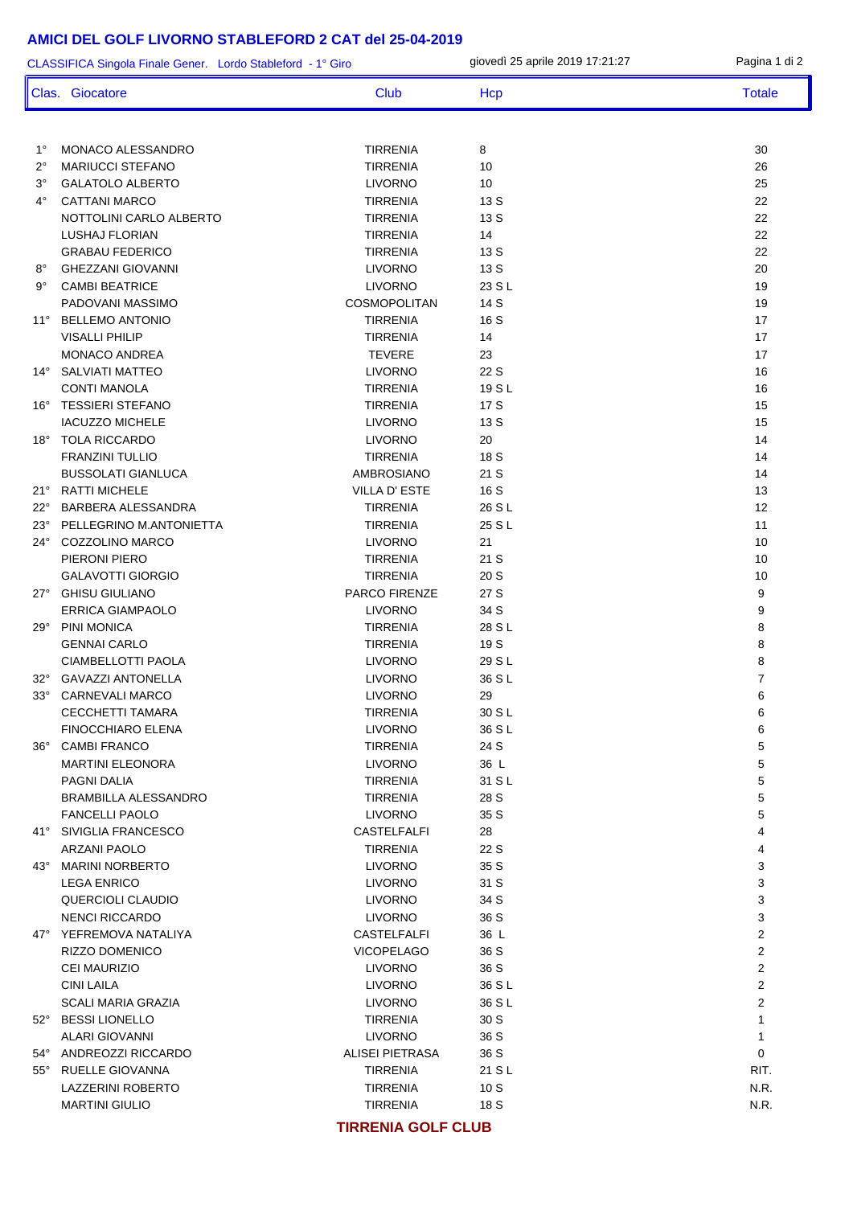# AMICI DEL GOLF LIVORNO STABLEFORD 2 CAT del 25-04-2019

CLASSIFICA Singola Finale Gener. Lordo Stableford - 1° Giro — giovedì 25 aprile 2019 17:21:27

| Clas. | Giocatore | Club | Hcp | Totale |
|---|---|---|---|---|
| 1° | MONACO ALESSANDRO | TIRRENIA | 8 | 30 |
| 2° | MARIUCCI STEFANO | TIRRENIA | 10 | 26 |
| 3° | GALATOLO ALBERTO | LIVORNO | 10 | 25 |
| 4° | CATTANI MARCO | TIRRENIA | 13 S | 22 |
| | NOTTOLINI CARLO ALBERTO | TIRRENIA | 13 S | 22 |
| | LUSHAJ FLORIAN | TIRRENIA | 14 | 22 |
| | GRABAU FEDERICO | TIRRENIA | 13 S | 22 |
| 8° | GHEZZANI GIOVANNI | LIVORNO | 13 S | 20 |
| 9° | CAMBI BEATRICE | LIVORNO | 23 S L | 19 |
| | PADOVANI MASSIMO | COSMOPOLITAN | 14 S | 19 |
| 11° | BELLEMO ANTONIO | TIRRENIA | 16 S | 17 |
| | VISALLI PHILIP | TIRRENIA | 14 | 17 |
| | MONACO ANDREA | TEVERE | 23 | 17 |
| 14° | SALVIATI MATTEO | LIVORNO | 22 S | 16 |
| | CONTI MANOLA | TIRRENIA | 19 S L | 16 |
| 16° | TESSIERI STEFANO | TIRRENIA | 17 S | 15 |
| | IACUZZO MICHELE | LIVORNO | 13 S | 15 |
| 18° | TOLA RICCARDO | LIVORNO | 20 | 14 |
| | FRANZINI TULLIO | TIRRENIA | 18 S | 14 |
| | BUSSOLATI GIANLUCA | AMBROSIANO | 21 S | 14 |
| 21° | RATTI MICHELE | VILLA D' ESTE | 16 S | 13 |
| 22° | BARBERA ALESSANDRA | TIRRENIA | 26 S L | 12 |
| 23° | PELLEGRINO M.ANTONIETTA | TIRRENIA | 25 S L | 11 |
| 24° | COZZOLINO MARCO | LIVORNO | 21 | 10 |
| | PIERONI PIERO | TIRRENIA | 21 S | 10 |
| | GALAVOTTI GIORGIO | TIRRENIA | 20 S | 10 |
| 27° | GHISU GIULIANO | PARCO FIRENZE | 27 S | 9 |
| | ERRICA GIAMPAOLO | LIVORNO | 34 S | 9 |
| 29° | PINI MONICA | TIRRENIA | 28 S L | 8 |
| | GENNAI CARLO | TIRRENIA | 19 S | 8 |
| | CIAMBELLOTTI PAOLA | LIVORNO | 29 S L | 8 |
| 32° | GAVAZZI ANTONELLA | LIVORNO | 36 S L | 7 |
| 33° | CARNEVALI MARCO | LIVORNO | 29 | 6 |
| | CECCHETTI TAMARA | TIRRENIA | 30 S L | 6 |
| | FINOCCHIARO ELENA | LIVORNO | 36 S L | 6 |
| 36° | CAMBI FRANCO | TIRRENIA | 24 S | 5 |
| | MARTINI ELEONORA | LIVORNO | 36 L | 5 |
| | PAGNI DALIA | TIRRENIA | 31 S L | 5 |
| | BRAMBILLA ALESSANDRO | TIRRENIA | 28 S | 5 |
| | FANCELLI PAOLO | LIVORNO | 35 S | 5 |
| 41° | SIVIGLIA FRANCESCO | CASTELFALFI | 28 | 4 |
| | ARZANI PAOLO | TIRRENIA | 22 S | 4 |
| 43° | MARINI NORBERTO | LIVORNO | 35 S | 3 |
| | LEGA ENRICO | LIVORNO | 31 S | 3 |
| | QUERCIOLI CLAUDIO | LIVORNO | 34 S | 3 |
| | NENCI RICCARDO | LIVORNO | 36 S | 3 |
| 47° | YEFREMOVA NATALIYA | CASTELFALFI | 36 L | 2 |
| | RIZZO DOMENICO | VICOPELAGO | 36 S | 2 |
| | CEI MAURIZIO | LIVORNO | 36 S | 2 |
| | CINI LAILA | LIVORNO | 36 S L | 2 |
| | SCALI MARIA GRAZIA | LIVORNO | 36 S L | 2 |
| 52° | BESSI LIONELLO | TIRRENIA | 30 S | 1 |
| | ALARI GIOVANNI | LIVORNO | 36 S | 1 |
| 54° | ANDREOZZI RICCARDO | ALISEI PIETRASA | 36 S | 0 |
| 55° | RUELLE GIOVANNA | TIRRENIA | 21 S L | RIT. |
| | LAZZERINI ROBERTO | TIRRENIA | 10 S | N.R. |
| | MARTINI GIULIO | TIRRENIA | 18 S | N.R. |

**TIRRENIA GOLF CLUB**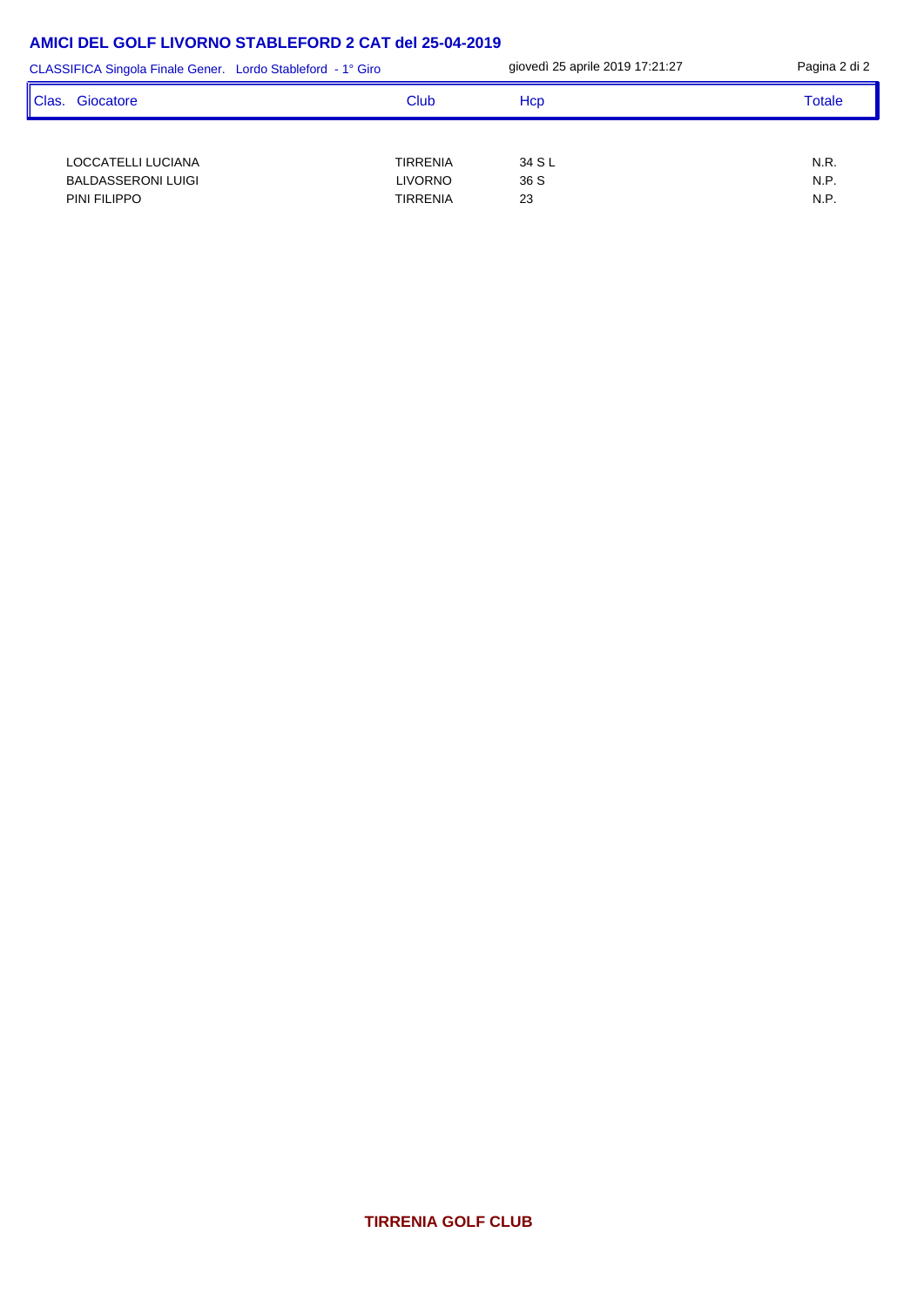## AMICI DEL GOLF LIVORNO STABLEFORD 2 CAT del 25-04-2019

CLASSIFICA Singola Finale Gener. Lordo Stableford - 1° Giro — giovedì 25 aprile 2019 17:21:27

| Clas. | Giocatore | Club | Hcp | Totale |
|---|---|---|---|---|
| | LOCCATELLI LUCIANA | TIRRENIA | 34 S L | N.R. |
| | BALDASSERONI LUIGI | LIVORNO | 36 S | N.P. |
| | PINI FILIPPO | TIRRENIA | 23 | N.P. |

**TIRRENIA GOLF CLUB**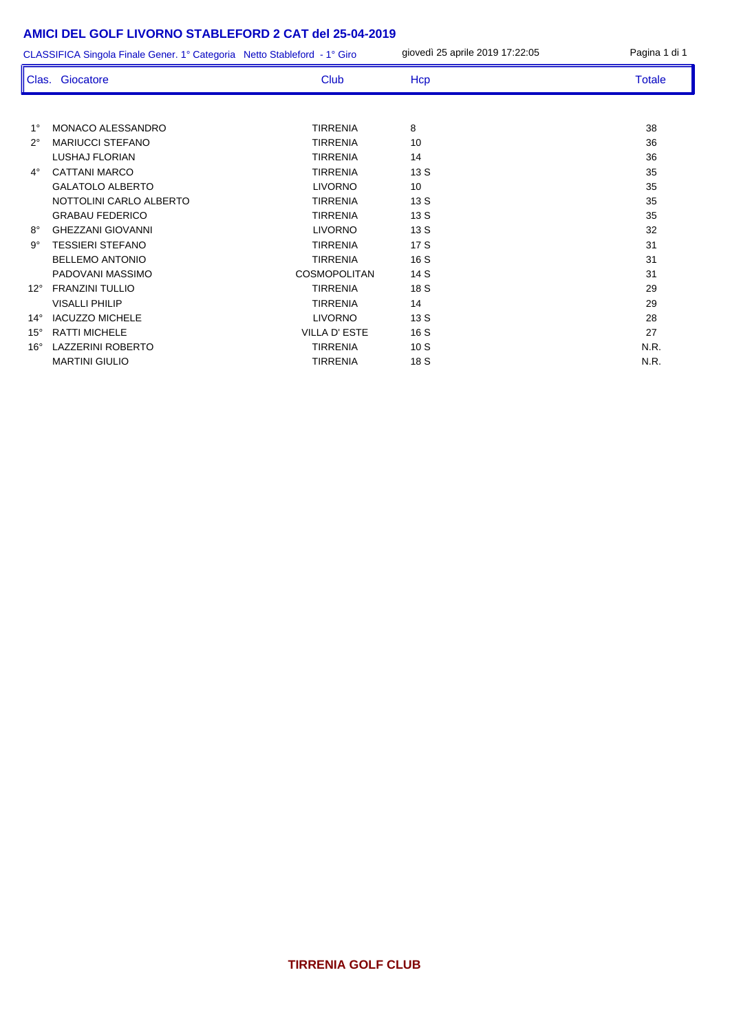# AMICI DEL GOLF LIVORNO STABLEFORD 2 CAT del 25-04-2019

CLASSIFICA Singola Finale Gener. 1° Categoria Netto Stableford - 1° Giro — giovedì 25 aprile 2019 17:22:05

| Clas. | Giocatore | Club | Hcp | Totale |
|---|---|---|---|---|
| 1° | MONACO ALESSANDRO | TIRRENIA | 8 | 38 |
| 2° | MARIUCCI STEFANO | TIRRENIA | 10 | 36 |
| | LUSHAJ FLORIAN | TIRRENIA | 14 | 36 |
| 4° | CATTANI MARCO | TIRRENIA | 13 S | 35 |
| | GALATOLO ALBERTO | LIVORNO | 10 | 35 |
| | NOTTOLINI CARLO ALBERTO | TIRRENIA | 13 S | 35 |
| | GRABAU FEDERICO | TIRRENIA | 13 S | 35 |
| 8° | GHEZZANI GIOVANNI | LIVORNO | 13 S | 32 |
| 9° | TESSIERI STEFANO | TIRRENIA | 17 S | 31 |
| | BELLEMO ANTONIO | TIRRENIA | 16 S | 31 |
| | PADOVANI MASSIMO | COSMOPOLITAN | 14 S | 31 |
| 12° | FRANZINI TULLIO | TIRRENIA | 18 S | 29 |
| | VISALLI PHILIP | TIRRENIA | 14 | 29 |
| 14° | IACUZZO MICHELE | LIVORNO | 13 S | 28 |
| 15° | RATTI MICHELE | VILLA D' ESTE | 16 S | 27 |
| 16° | LAZZERINI ROBERTO | TIRRENIA | 10 S | N.R. |
| | MARTINI GIULIO | TIRRENIA | 18 S | N.R. |

**TIRRENIA GOLF CLUB**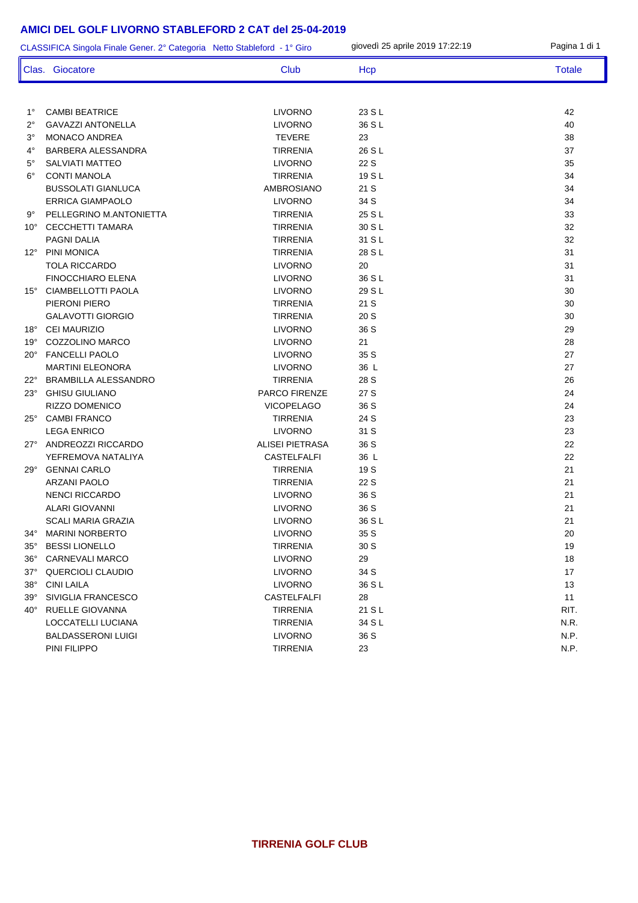# AMICI DEL GOLF LIVORNO STABLEFORD 2 CAT del 25-04-2019

CLASSIFICA Singola Finale Gener. 2° Categoria Netto Stableford - 1° Giro

giovedì 25 aprile 2019 17:22:19

| Clas. | Giocatore | Club | Hcp | Totale |
|---|---|---|---|---|
| 1° | CAMBI BEATRICE | LIVORNO | 23 S L | 42 |
| 2° | GAVAZZI ANTONELLA | LIVORNO | 36 S L | 40 |
| 3° | MONACO ANDREA | TEVERE | 23 | 38 |
| 4° | BARBERA ALESSANDRA | TIRRENIA | 26 S L | 37 |
| 5° | SALVIATI MATTEO | LIVORNO | 22 S | 35 |
| 6° | CONTI MANOLA | TIRRENIA | 19 S L | 34 |
| | BUSSOLATI GIANLUCA | AMBROSIANO | 21 S | 34 |
| | ERRICA GIAMPAOLO | LIVORNO | 34 S | 34 |
| 9° | PELLEGRINO M.ANTONIETTA | TIRRENIA | 25 S L | 33 |
| 10° | CECCHETTI TAMARA | TIRRENIA | 30 S L | 32 |
| | PAGNI DALIA | TIRRENIA | 31 S L | 32 |
| 12° | PINI MONICA | TIRRENIA | 28 S L | 31 |
| | TOLA RICCARDO | LIVORNO | 20 | 31 |
| | FINOCCHIARO ELENA | LIVORNO | 36 S L | 31 |
| 15° | CIAMBELLOTTI PAOLA | LIVORNO | 29 S L | 30 |
| | PIERONI PIERO | TIRRENIA | 21 S | 30 |
| | GALAVOTTI GIORGIO | TIRRENIA | 20 S | 30 |
| 18° | CEI MAURIZIO | LIVORNO | 36 S | 29 |
| 19° | COZZOLINO MARCO | LIVORNO | 21 | 28 |
| 20° | FANCELLI PAOLO | LIVORNO | 35 S | 27 |
| | MARTINI ELEONORA | LIVORNO | 36 L | 27 |
| 22° | BRAMBILLA ALESSANDRO | TIRRENIA | 28 S | 26 |
| 23° | GHISU GIULIANO | PARCO FIRENZE | 27 S | 24 |
| | RIZZO DOMENICO | VICOPELAGO | 36 S | 24 |
| 25° | CAMBI FRANCO | TIRRENIA | 24 S | 23 |
| | LEGA ENRICO | LIVORNO | 31 S | 23 |
| 27° | ANDREOZZI RICCARDO | ALISEI PIETRASA | 36 S | 22 |
| | YEFREMOVA NATALIYA | CASTELFALFI | 36 L | 22 |
| 29° | GENNAI CARLO | TIRRENIA | 19 S | 21 |
| | ARZANI PAOLO | TIRRENIA | 22 S | 21 |
| | NENCI RICCARDO | LIVORNO | 36 S | 21 |
| | ALARI GIOVANNI | LIVORNO | 36 S | 21 |
| | SCALI MARIA GRAZIA | LIVORNO | 36 S L | 21 |
| 34° | MARINI NORBERTO | LIVORNO | 35 S | 20 |
| 35° | BESSI LIONELLO | TIRRENIA | 30 S | 19 |
| 36° | CARNEVALI MARCO | LIVORNO | 29 | 18 |
| 37° | QUERCIOLI CLAUDIO | LIVORNO | 34 S | 17 |
| 38° | CINI LAILA | LIVORNO | 36 S L | 13 |
| 39° | SIVIGLIA FRANCESCO | CASTELFALFI | 28 | 11 |
| 40° | RUELLE GIOVANNA | TIRRENIA | 21 S L | RIT. |
| | LOCCATELLI LUCIANA | TIRRENIA | 34 S L | N.R. |
| | BALDASSERONI LUIGI | LIVORNO | 36 S | N.P. |
| | PINI FILIPPO | TIRRENIA | 23 | N.P. |

**TIRRENIA GOLF CLUB**